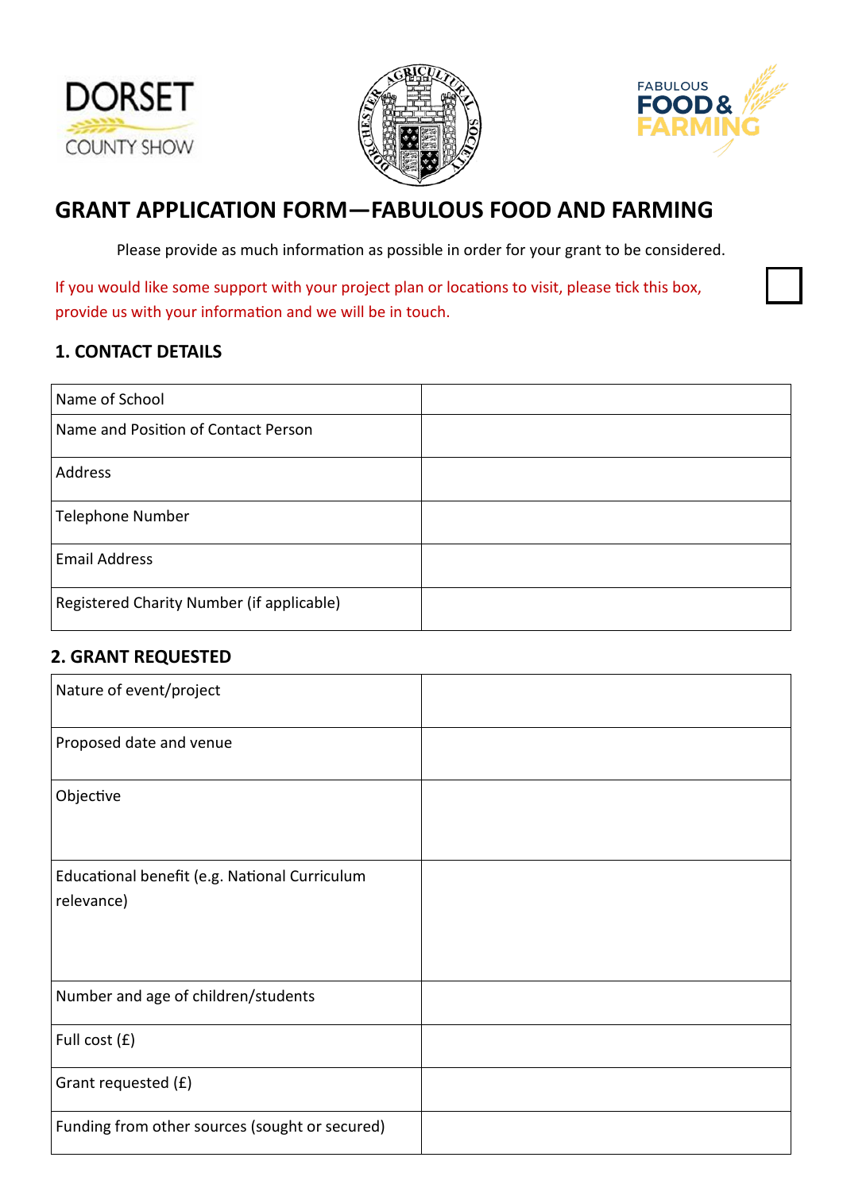# GRANT APPLICATION FORM—FABULOUS FOOD AND FARMING

Please provide as much information as possible in order for your grant to be considered.

If you would like some support with your project plan or locations to visit, please tick this box, provide us with your information and we will be in touch. ☐

## 1. CONTACT DETAILS

| | |
|---|---|
| Name of School | |
| Name and Position of Contact Person | |
| Address | |
| Telephone Number | |
| Email Address | |
| Registered Charity Number (if applicable) | |

## 2. GRANT REQUESTED

| | |
|---|---|
| Nature of event/project | |
| Proposed date and venue | |
| Objective | |
| Educational benefit (e.g. National Curriculum relevance) | |
| Number and age of children/students | |
| Full cost (£) | |
| Grant requested (£) | |
| Funding from other sources (sought or secured) | |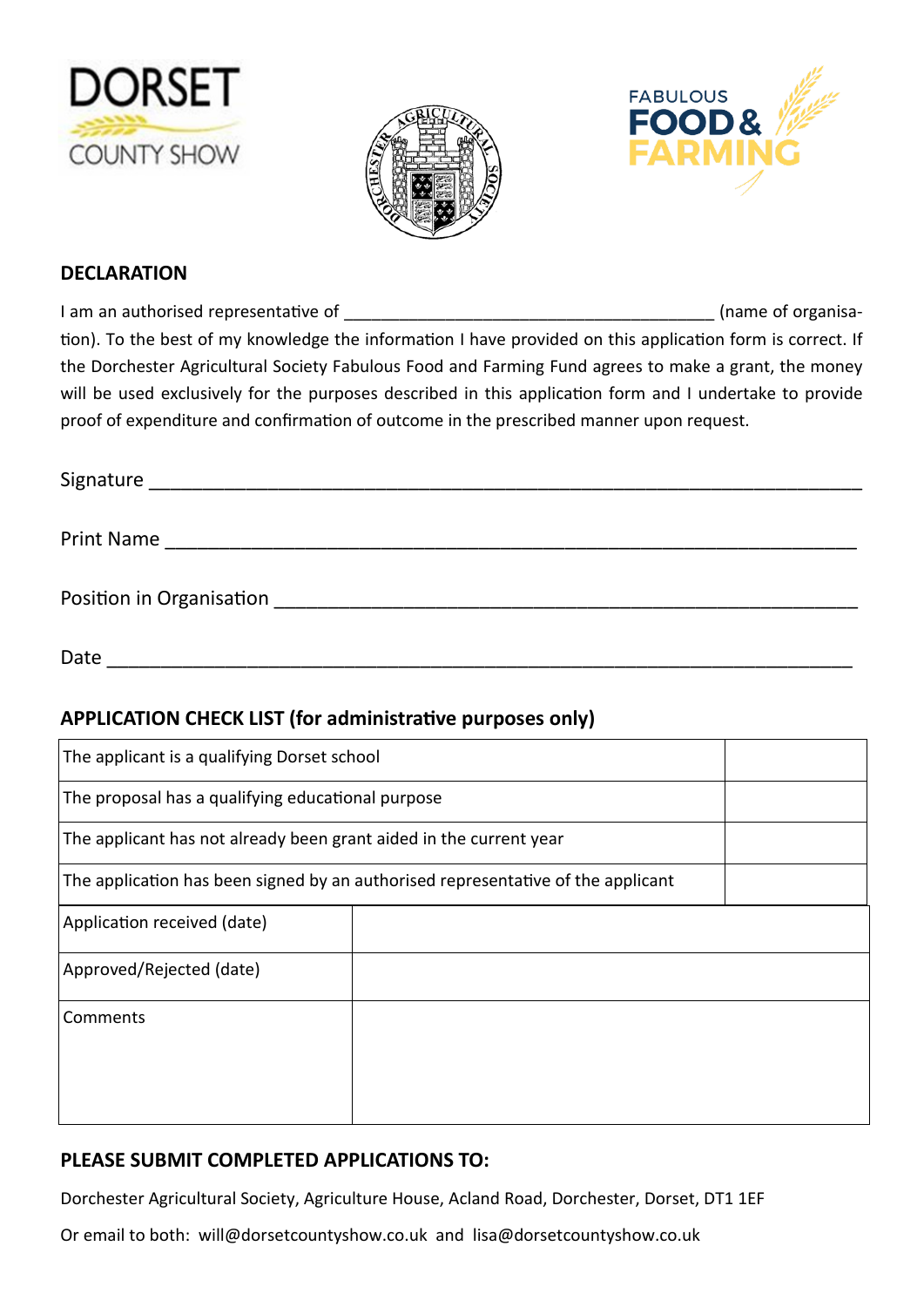## DECLARATION

I am an authorised representative of ________________________________________ (name of organisation). To the best of my knowledge the information I have provided on this application form is correct. If the Dorchester Agricultural Society Fabulous Food and Farming Fund agrees to make a grant, the money will be used exclusively for the purposes described in this application form and I undertake to provide proof of expenditure and confirmation of outcome in the prescribed manner upon request.

Signature ____________________________________________________________

Print Name ___________________________________________________________

Position in Organisation ______________________________________________

Date ________________________________________________________________

## APPLICATION CHECK LIST (for administrative purposes only)

| | |
|---|---|
| The applicant is a qualifying Dorset school | |
| The proposal has a qualifying educational purpose | |
| The applicant has not already been grant aided in the current year | |
| The application has been signed by an authorised representative of the applicant | |

| | |
|---|---|
| Application received (date) | |
| Approved/Rejected (date) | |
| Comments | |

## PLEASE SUBMIT COMPLETED APPLICATIONS TO:

Dorchester Agricultural Society, Agriculture House, Acland Road, Dorchester, Dorset, DT1 1EF

Or email to both: will@dorsetcountyshow.co.uk and lisa@dorsetcountyshow.co.uk